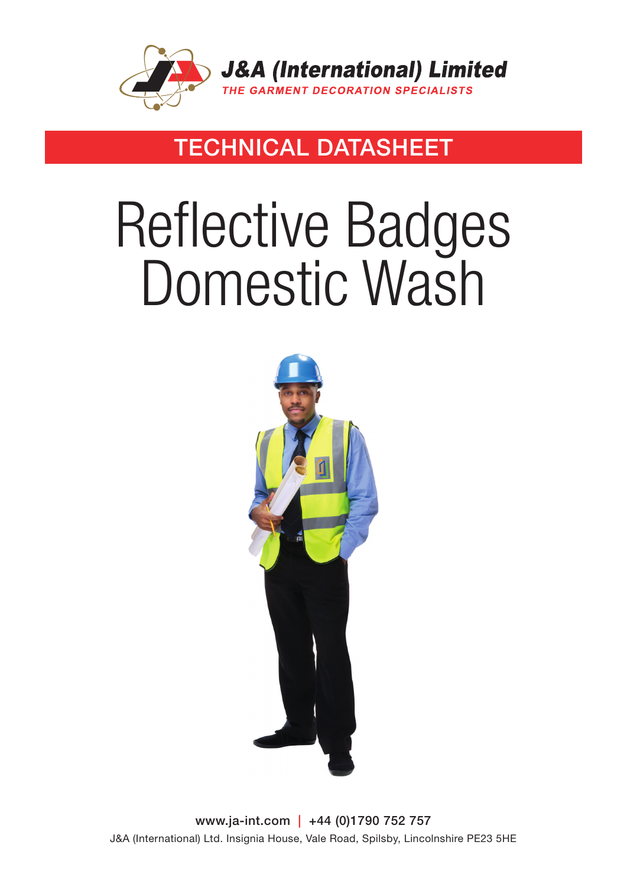J&A (International) Limited

THE GARMENT DECORATION SPECIALISTS

## TECHNICAL DATASHEET

# Reflective Badges Domestic Wash

www.ja-int.com | +44 (0)1790 752 757

J&A (International) Ltd. Insignia House, Vale Road, Spilsby, Lincolnshire PE23 5HE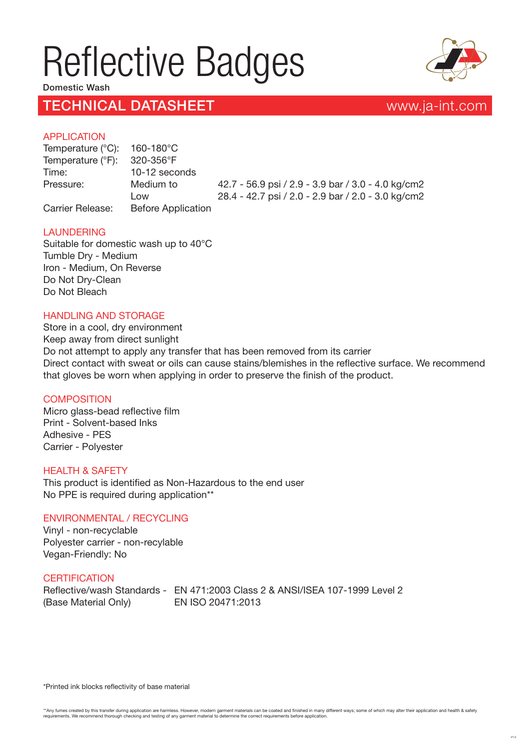# Reflective Badges

Domestic Wash

## TECHNICAL DATASHEET

www.ja-int.com

### APPLICATION

| | | |
|---|---|---|
| Temperature (°C): | 160-180°C | |
| Temperature (°F): | 320-356°F | |
| Time: | 10-12 seconds | |
| Pressure: | Medium to | 42.7 - 56.9 psi / 2.9 - 3.9 bar / 3.0 - 4.0 kg/cm2 |
| | Low | 28.4 - 42.7 psi / 2.0 - 2.9 bar / 2.0 - 3.0 kg/cm2 |
| Carrier Release: | Before Application | |

### LAUNDERING

Suitable for domestic wash up to 40°C
Tumble Dry - Medium
Iron - Medium, On Reverse
Do Not Dry-Clean
Do Not Bleach

### HANDLING AND STORAGE

Store in a cool, dry environment
Keep away from direct sunlight
Do not attempt to apply any transfer that has been removed from its carrier
Direct contact with sweat or oils can cause stains/blemishes in the reflective surface. We recommend that gloves be worn when applying in order to preserve the finish of the product.

### COMPOSITION

Micro glass-bead reflective film
Print - Solvent-based Inks
Adhesive - PES
Carrier - Polyester

### HEALTH & SAFETY

This product is identified as Non-Hazardous to the end user
No PPE is required during application**

### ENVIRONMENTAL / RECYCLING

Vinyl - non-recyclable
Polyester carrier - non-recylable
Vegan-Friendly: No

### CERTIFICATION

| | |
|---|---|
| Reflective/wash Standards - (Base Material Only) | EN 471:2003 Class 2 & ANSI/ISEA 107-1999 Level 2<br>EN ISO 20471:2013 |

*Printed ink blocks reflectivity of base material

**Any fumes created by this transfer during application are harmless. However, modern garment materials can be coated and finished in many different ways; some of which may alter their application and health & safety requirements. We recommend thorough checking and testing of any garment material to determine the correct requirements before application.